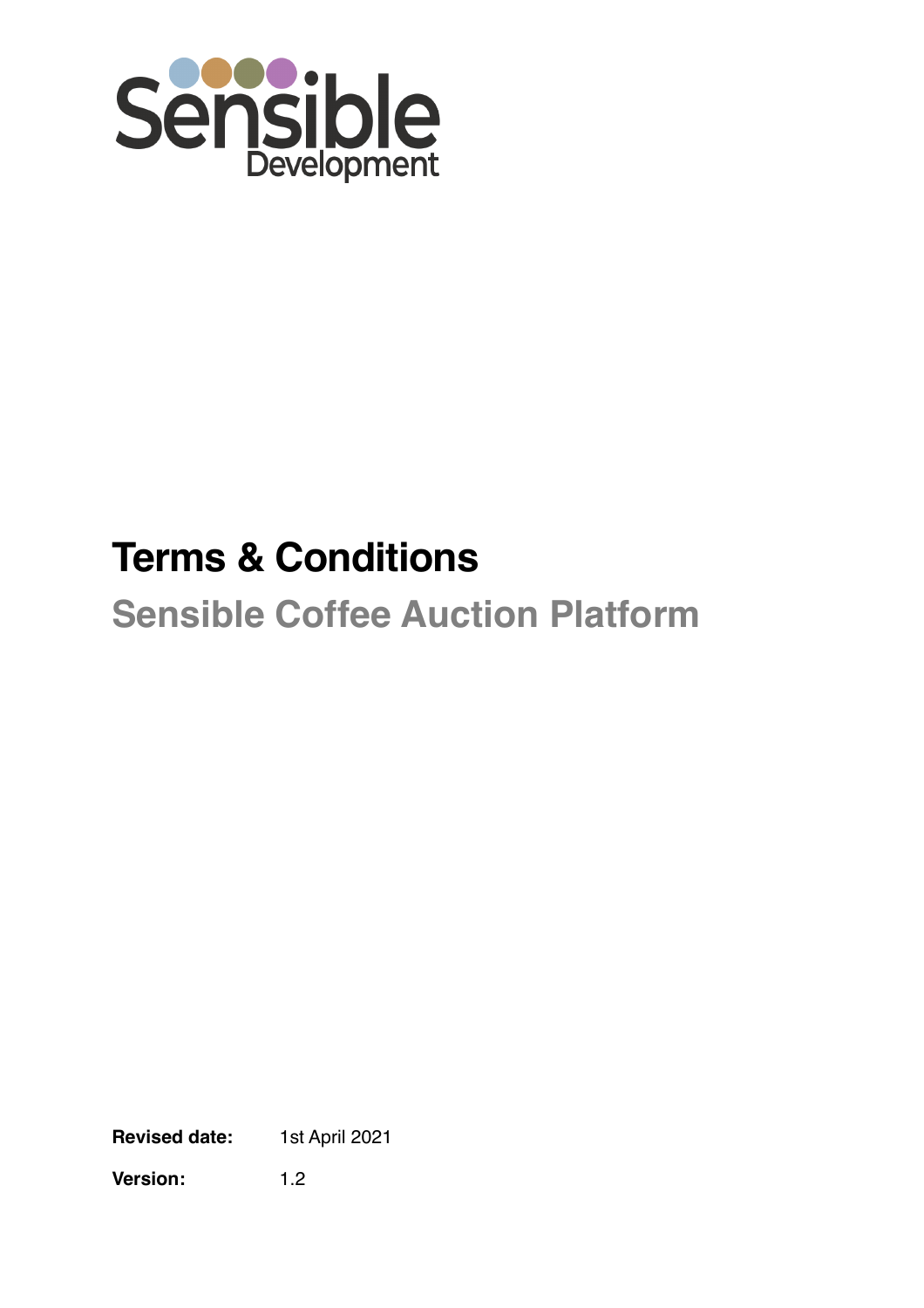Sensible Development

# Terms & Conditions

## Sensible Coffee Auction Platform

**Revised date:** 1st April 2021

**Version:** 1.2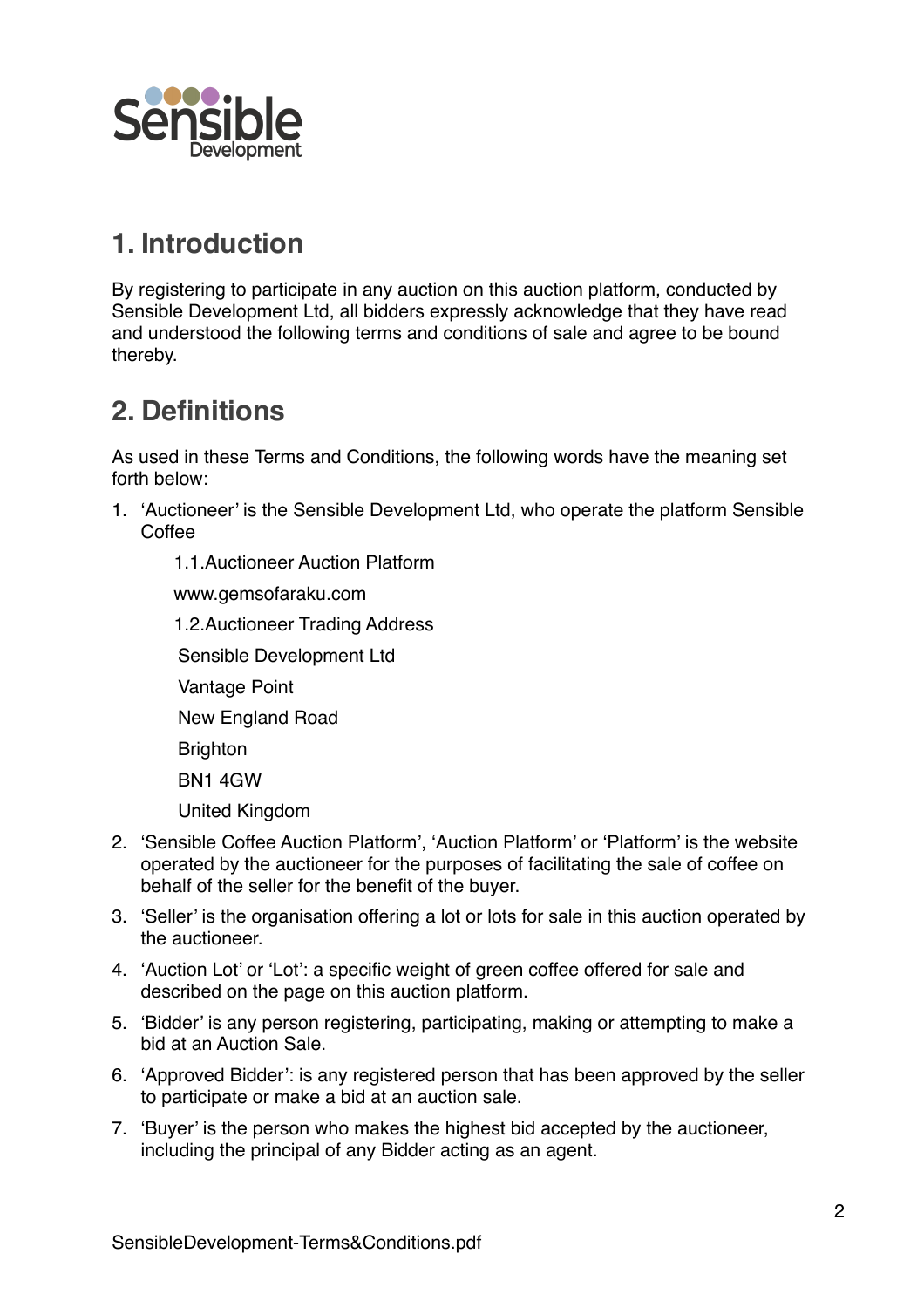## 1. Introduction

By registering to participate in any auction on this auction platform, conducted by Sensible Development Ltd, all bidders expressly acknowledge that they have read and understood the following terms and conditions of sale and agree to be bound thereby.

## 2. Definitions

As used in these Terms and Conditions, the following words have the meaning set forth below:

1. 'Auctioneer' is the Sensible Development Ltd, who operate the platform Sensible Coffee

   1.1. Auctioneer Auction Platform

   www.gemsofaraku.com

   1.2. Auctioneer Trading Address

   Sensible Development Ltd

   Vantage Point

   New England Road

   Brighton

   BN1 4GW

   United Kingdom

2. 'Sensible Coffee Auction Platform', 'Auction Platform' or 'Platform' is the website operated by the auctioneer for the purposes of facilitating the sale of coffee on behalf of the seller for the benefit of the buyer.
3. 'Seller' is the organisation offering a lot or lots for sale in this auction operated by the auctioneer.
4. 'Auction Lot' or 'Lot': a specific weight of green coffee offered for sale and described on the page on this auction platform.
5. 'Bidder' is any person registering, participating, making or attempting to make a bid at an Auction Sale.
6. 'Approved Bidder': is any registered person that has been approved by the seller to participate or make a bid at an auction sale.
7. 'Buyer' is the person who makes the highest bid accepted by the auctioneer, including the principal of any Bidder acting as an agent.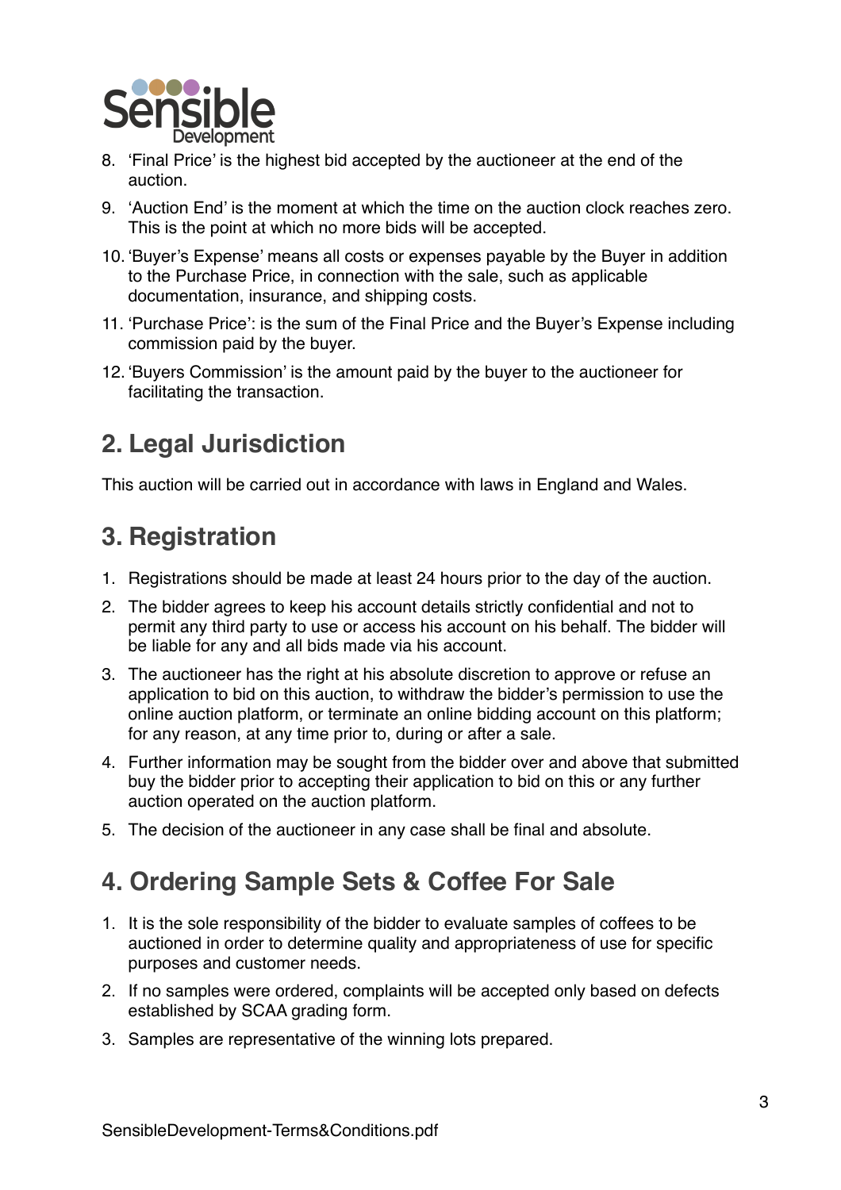8. 'Final Price' is the highest bid accepted by the auctioneer at the end of the auction.
9. 'Auction End' is the moment at which the time on the auction clock reaches zero. This is the point at which no more bids will be accepted.
10. 'Buyer's Expense' means all costs or expenses payable by the Buyer in addition to the Purchase Price, in connection with the sale, such as applicable documentation, insurance, and shipping costs.
11. 'Purchase Price': is the sum of the Final Price and the Buyer's Expense including commission paid by the buyer.
12. 'Buyers Commission' is the amount paid by the buyer to the auctioneer for facilitating the transaction.

## 2. Legal Jurisdiction

This auction will be carried out in accordance with laws in England and Wales.

## 3. Registration

1. Registrations should be made at least 24 hours prior to the day of the auction.
2. The bidder agrees to keep his account details strictly confidential and not to permit any third party to use or access his account on his behalf. The bidder will be liable for any and all bids made via his account.
3. The auctioneer has the right at his absolute discretion to approve or refuse an application to bid on this auction, to withdraw the bidder's permission to use the online auction platform, or terminate an online bidding account on this platform; for any reason, at any time prior to, during or after a sale.
4. Further information may be sought from the bidder over and above that submitted buy the bidder prior to accepting their application to bid on this or any further auction operated on the auction platform.
5. The decision of the auctioneer in any case shall be final and absolute.

## 4. Ordering Sample Sets & Coffee For Sale

1. It is the sole responsibility of the bidder to evaluate samples of coffees to be auctioned in order to determine quality and appropriateness of use for specific purposes and customer needs.
2. If no samples were ordered, complaints will be accepted only based on defects established by SCAA grading form.
3. Samples are representative of the winning lots prepared.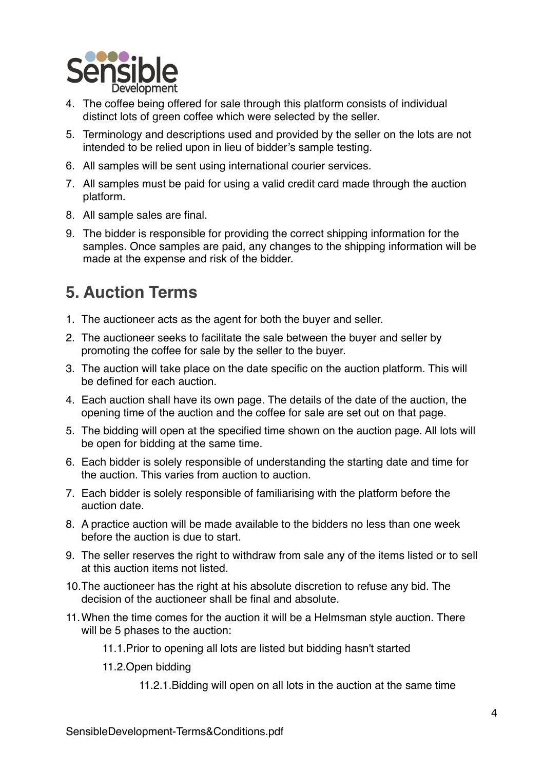4. The coffee being offered for sale through this platform consists of individual distinct lots of green coffee which were selected by the seller.
5. Terminology and descriptions used and provided by the seller on the lots are not intended to be relied upon in lieu of bidder's sample testing.
6. All samples will be sent using international courier services.
7. All samples must be paid for using a valid credit card made through the auction platform.
8. All sample sales are final.
9. The bidder is responsible for providing the correct shipping information for the samples. Once samples are paid, any changes to the shipping information will be made at the expense and risk of the bidder.

## 5. Auction Terms

1. The auctioneer acts as the agent for both the buyer and seller.
2. The auctioneer seeks to facilitate the sale between the buyer and seller by promoting the coffee for sale by the seller to the buyer.
3. The auction will take place on the date specific on the auction platform. This will be defined for each auction.
4. Each auction shall have its own page. The details of the date of the auction, the opening time of the auction and the coffee for sale are set out on that page.
5. The bidding will open at the specified time shown on the auction page. All lots will be open for bidding at the same time.
6. Each bidder is solely responsible of understanding the starting date and time for the auction. This varies from auction to auction.
7. Each bidder is solely responsible of familiarising with the platform before the auction date.
8. A practice auction will be made available to the bidders no less than one week before the auction is due to start.
9. The seller reserves the right to withdraw from sale any of the items listed or to sell at this auction items not listed.
10. The auctioneer has the right at his absolute discretion to refuse any bid. The decision of the auctioneer shall be final and absolute.
11. When the time comes for the auction it will be a Helmsman style auction. There will be 5 phases to the auction:
    - 11.1. Prior to opening all lots are listed but bidding hasn't started
    - 11.2. Open bidding
        - 11.2.1. Bidding will open on all lots in the auction at the same time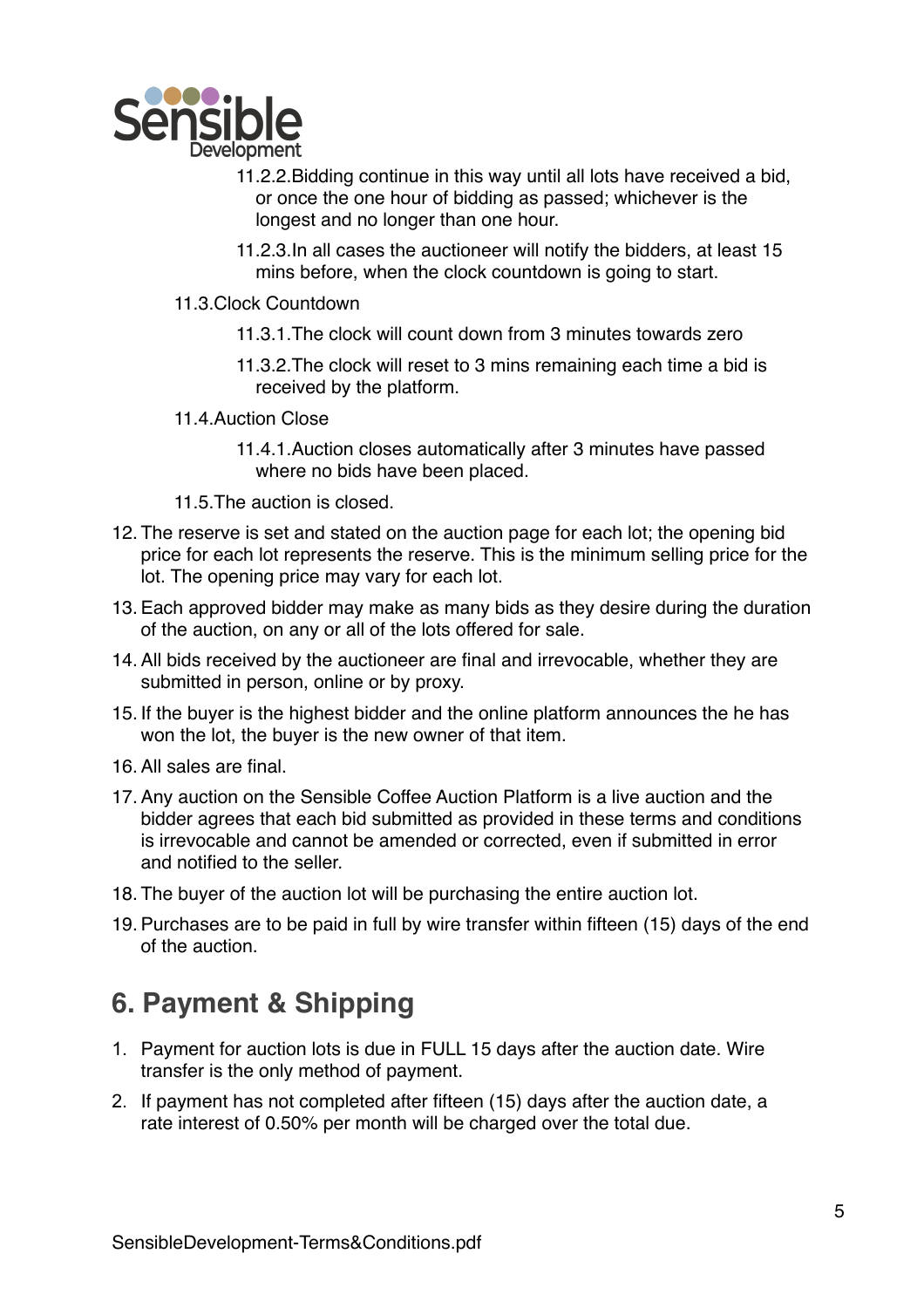11.2.2. Bidding continue in this way until all lots have received a bid, or once the one hour of bidding as passed; whichever is the longest and no longer than one hour.

11.2.3. In all cases the auctioneer will notify the bidders, at least 15 mins before, when the clock countdown is going to start.

11.3. Clock Countdown

11.3.1. The clock will count down from 3 minutes towards zero

11.3.2. The clock will reset to 3 mins remaining each time a bid is received by the platform.

11.4. Auction Close

11.4.1. Auction closes automatically after 3 minutes have passed where no bids have been placed.

11.5. The auction is closed.

12. The reserve is set and stated on the auction page for each lot; the opening bid price for each lot represents the reserve. This is the minimum selling price for the lot. The opening price may vary for each lot.
13. Each approved bidder may make as many bids as they desire during the duration of the auction, on any or all of the lots offered for sale.
14. All bids received by the auctioneer are final and irrevocable, whether they are submitted in person, online or by proxy.
15. If the buyer is the highest bidder and the online platform announces the he has won the lot, the buyer is the new owner of that item.
16. All sales are final.
17. Any auction on the Sensible Coffee Auction Platform is a live auction and the bidder agrees that each bid submitted as provided in these terms and conditions is irrevocable and cannot be amended or corrected, even if submitted in error and notified to the seller.
18. The buyer of the auction lot will be purchasing the entire auction lot.
19. Purchases are to be paid in full by wire transfer within fifteen (15) days of the end of the auction.

## 6. Payment & Shipping

1. Payment for auction lots is due in FULL 15 days after the auction date. Wire transfer is the only method of payment.
2. If payment has not completed after fifteen (15) days after the auction date, a rate interest of 0.50% per month will be charged over the total due.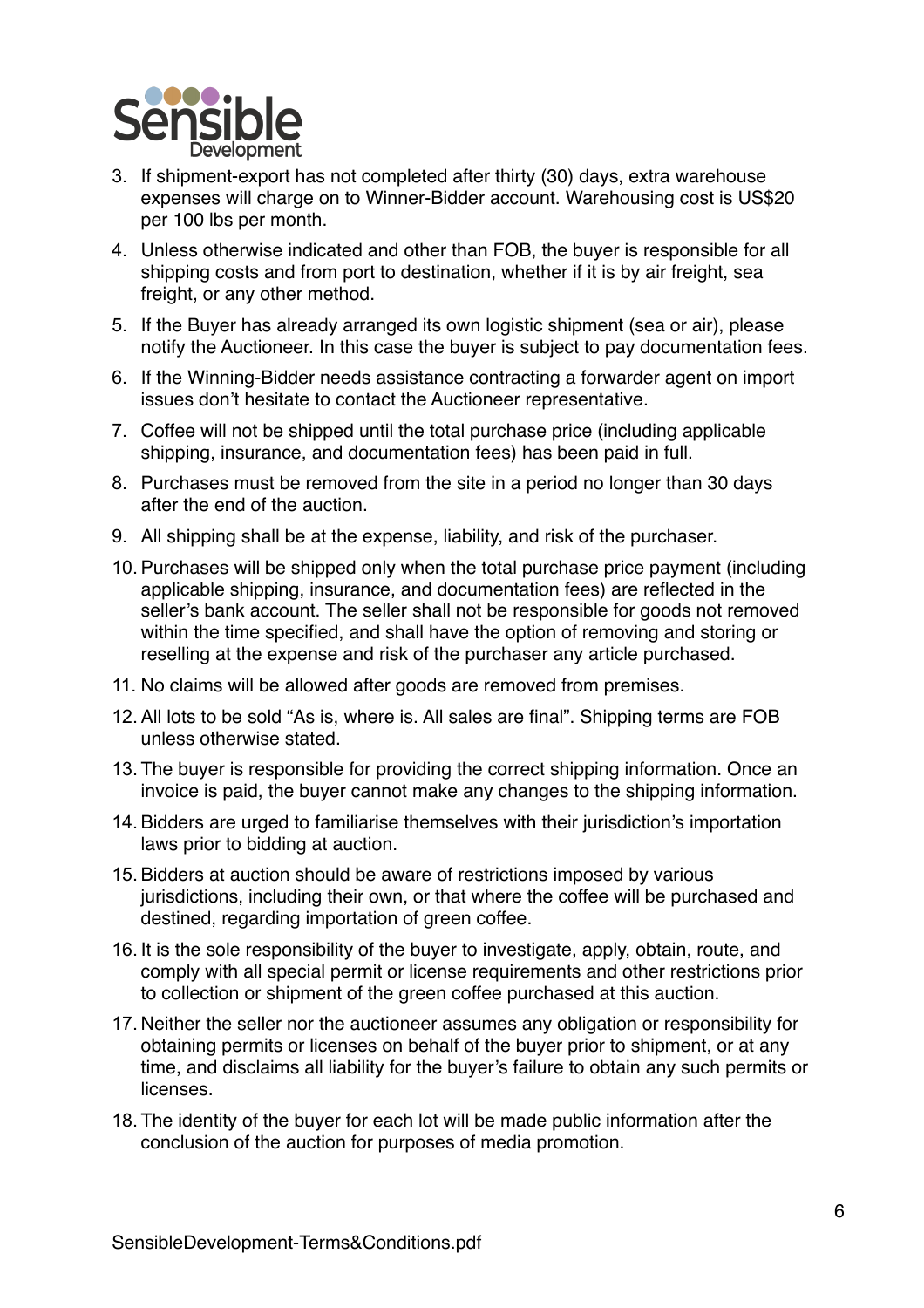3. If shipment-export has not completed after thirty (30) days, extra warehouse expenses will charge on to Winner-Bidder account. Warehousing cost is US$20 per 100 lbs per month.
4. Unless otherwise indicated and other than FOB, the buyer is responsible for all shipping costs and from port to destination, whether if it is by air freight, sea freight, or any other method.
5. If the Buyer has already arranged its own logistic shipment (sea or air), please notify the Auctioneer. In this case the buyer is subject to pay documentation fees.
6. If the Winning-Bidder needs assistance contracting a forwarder agent on import issues don't hesitate to contact the Auctioneer representative.
7. Coffee will not be shipped until the total purchase price (including applicable shipping, insurance, and documentation fees) has been paid in full.
8. Purchases must be removed from the site in a period no longer than 30 days after the end of the auction.
9. All shipping shall be at the expense, liability, and risk of the purchaser.
10. Purchases will be shipped only when the total purchase price payment (including applicable shipping, insurance, and documentation fees) are reflected in the seller's bank account. The seller shall not be responsible for goods not removed within the time specified, and shall have the option of removing and storing or reselling at the expense and risk of the purchaser any article purchased.
11. No claims will be allowed after goods are removed from premises.
12. All lots to be sold "As is, where is. All sales are final". Shipping terms are FOB unless otherwise stated.
13. The buyer is responsible for providing the correct shipping information. Once an invoice is paid, the buyer cannot make any changes to the shipping information.
14. Bidders are urged to familiarise themselves with their jurisdiction's importation laws prior to bidding at auction.
15. Bidders at auction should be aware of restrictions imposed by various jurisdictions, including their own, or that where the coffee will be purchased and destined, regarding importation of green coffee.
16. It is the sole responsibility of the buyer to investigate, apply, obtain, route, and comply with all special permit or license requirements and other restrictions prior to collection or shipment of the green coffee purchased at this auction.
17. Neither the seller nor the auctioneer assumes any obligation or responsibility for obtaining permits or licenses on behalf of the buyer prior to shipment, or at any time, and disclaims all liability for the buyer's failure to obtain any such permits or licenses.
18. The identity of the buyer for each lot will be made public information after the conclusion of the auction for purposes of media promotion.